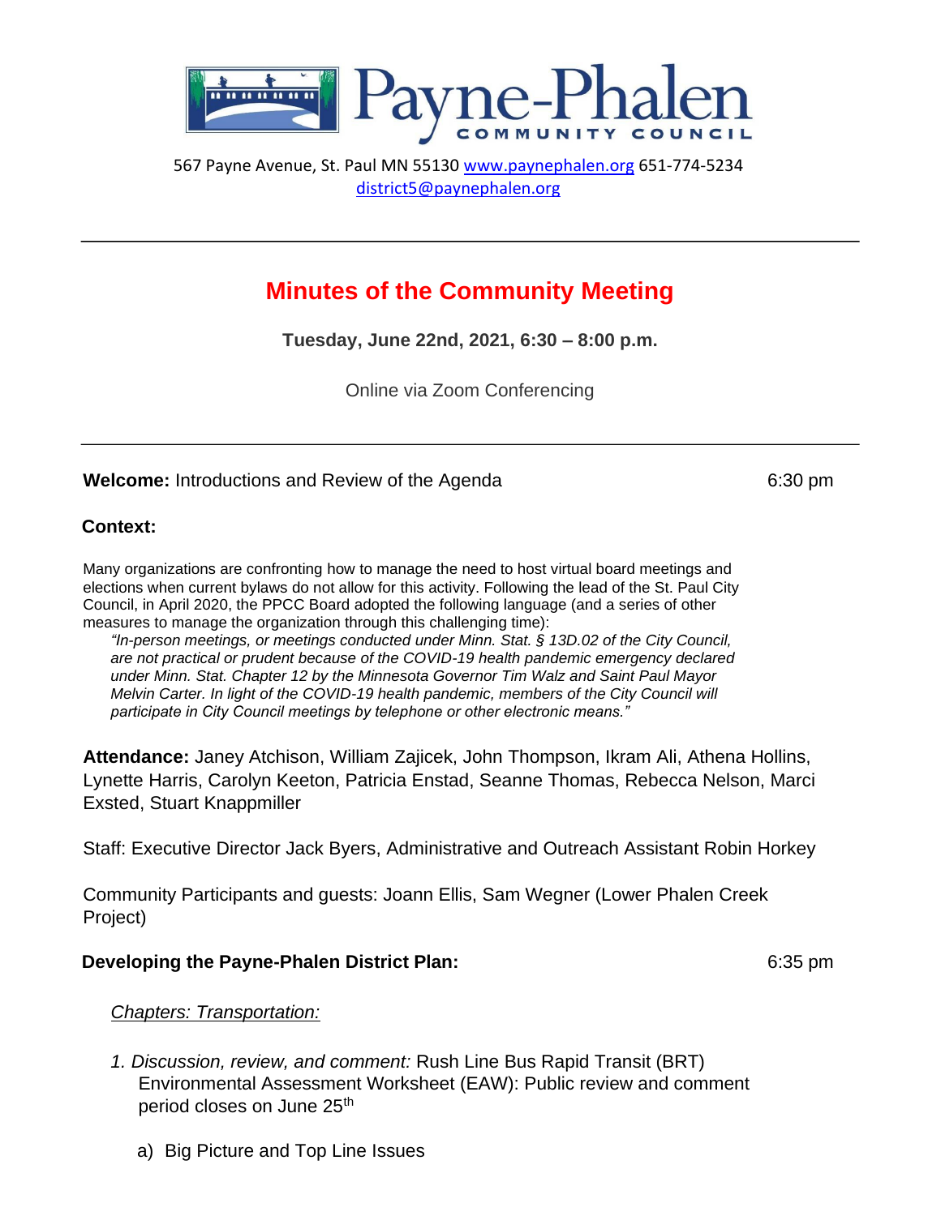# Payne-Phalen COMMUNITY COUNCIL

567 Payne Avenue, St. Paul MN 55130 www.paynephalen.org 651-774-5234
district5@paynephalen.org

---

## Minutes of the Community Meeting

**Tuesday, June 22nd, 2021, 6:30 – 8:00 p.m.**

Online via Zoom Conferencing

---

**Welcome:** Introductions and Review of the Agenda 6:30 pm

**Context:**

Many organizations are confronting how to manage the need to host virtual board meetings and elections when current bylaws do not allow for this activity. Following the lead of the St. Paul City Council, in April 2020, the PPCC Board adopted the following language (and a series of other measures to manage the organization through this challenging time):

> *"In-person meetings, or meetings conducted under Minn. Stat. § 13D.02 of the City Council, are not practical or prudent because of the COVID-19 health pandemic emergency declared under Minn. Stat. Chapter 12 by the Minnesota Governor Tim Walz and Saint Paul Mayor Melvin Carter. In light of the COVID-19 health pandemic, members of the City Council will participate in City Council meetings by telephone or other electronic means."*

**Attendance:** Janey Atchison, William Zajicek, John Thompson, Ikram Ali, Athena Hollins, Lynette Harris, Carolyn Keeton, Patricia Enstad, Seanne Thomas, Rebecca Nelson, Marci Exsted, Stuart Knappmiller

Staff: Executive Director Jack Byers, Administrative and Outreach Assistant Robin Horkey

Community Participants and guests: Joann Ellis, Sam Wegner (Lower Phalen Creek Project)

**Developing the Payne-Phalen District Plan:** 6:35 pm

*Chapters: Transportation:*

1. *Discussion, review, and comment:* Rush Line Bus Rapid Transit (BRT) Environmental Assessment Worksheet (EAW): Public review and comment period closes on June 25th

   a) Big Picture and Top Line Issues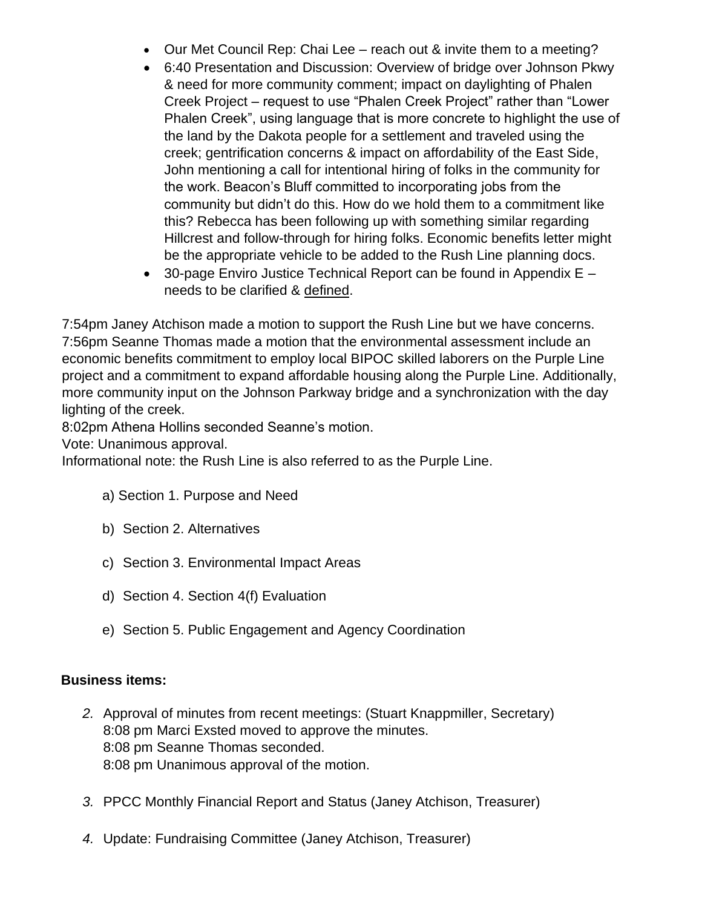- Our Met Council Rep: Chai Lee – reach out & invite them to a meeting?
- 6:40 Presentation and Discussion: Overview of bridge over Johnson Pkwy & need for more community comment; impact on daylighting of Phalen Creek Project – request to use "Phalen Creek Project" rather than "Lower Phalen Creek", using language that is more concrete to highlight the use of the land by the Dakota people for a settlement and traveled using the creek; gentrification concerns & impact on affordability of the East Side, John mentioning a call for intentional hiring of folks in the community for the work. Beacon's Bluff committed to incorporating jobs from the community but didn't do this. How do we hold them to a commitment like this? Rebecca has been following up with something similar regarding Hillcrest and follow-through for hiring folks. Economic benefits letter might be the appropriate vehicle to be added to the Rush Line planning docs.
- 30-page Enviro Justice Technical Report can be found in Appendix E – needs to be clarified & defined.

7:54pm Janey Atchison made a motion to support the Rush Line but we have concerns.
7:56pm Seanne Thomas made a motion that the environmental assessment include an economic benefits commitment to employ local BIPOC skilled laborers on the Purple Line project and a commitment to expand affordable housing along the Purple Line. Additionally, more community input on the Johnson Parkway bridge and a synchronization with the day lighting of the creek.
8:02pm Athena Hollins seconded Seanne's motion.
Vote: Unanimous approval.
Informational note: the Rush Line is also referred to as the Purple Line.

a) Section 1. Purpose and Need

b) Section 2. Alternatives

c) Section 3. Environmental Impact Areas

d) Section 4. Section 4(f) Evaluation

e) Section 5. Public Engagement and Agency Coordination

**Business items:**

2. Approval of minutes from recent meetings: (Stuart Knappmiller, Secretary)
   8:08 pm Marci Exsted moved to approve the minutes.
   8:08 pm Seanne Thomas seconded.
   8:08 pm Unanimous approval of the motion.

3. PPCC Monthly Financial Report and Status (Janey Atchison, Treasurer)

4. Update: Fundraising Committee (Janey Atchison, Treasurer)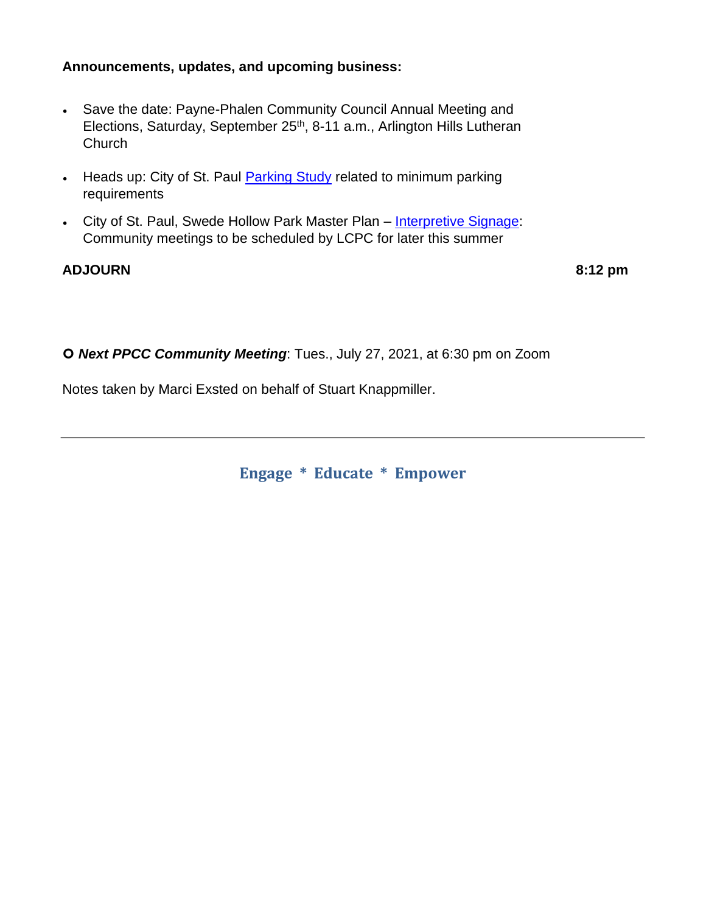**Announcements, updates, and upcoming business:**

- Save the date: Payne-Phalen Community Council Annual Meeting and Elections, Saturday, September 25th, 8-11 a.m., Arlington Hills Lutheran Church
- Heads up: City of St. Paul Parking Study related to minimum parking requirements
- City of St. Paul, Swede Hollow Park Master Plan – Interpretive Signage: Community meetings to be scheduled by LCPC for later this summer

**ADJOURN** **8:12 pm**

○ ***Next PPCC Community Meeting***: Tues., July 27, 2021, at 6:30 pm on Zoom

Notes taken by Marci Exsted on behalf of Stuart Knappmiller.

---

**Engage * Educate * Empower**